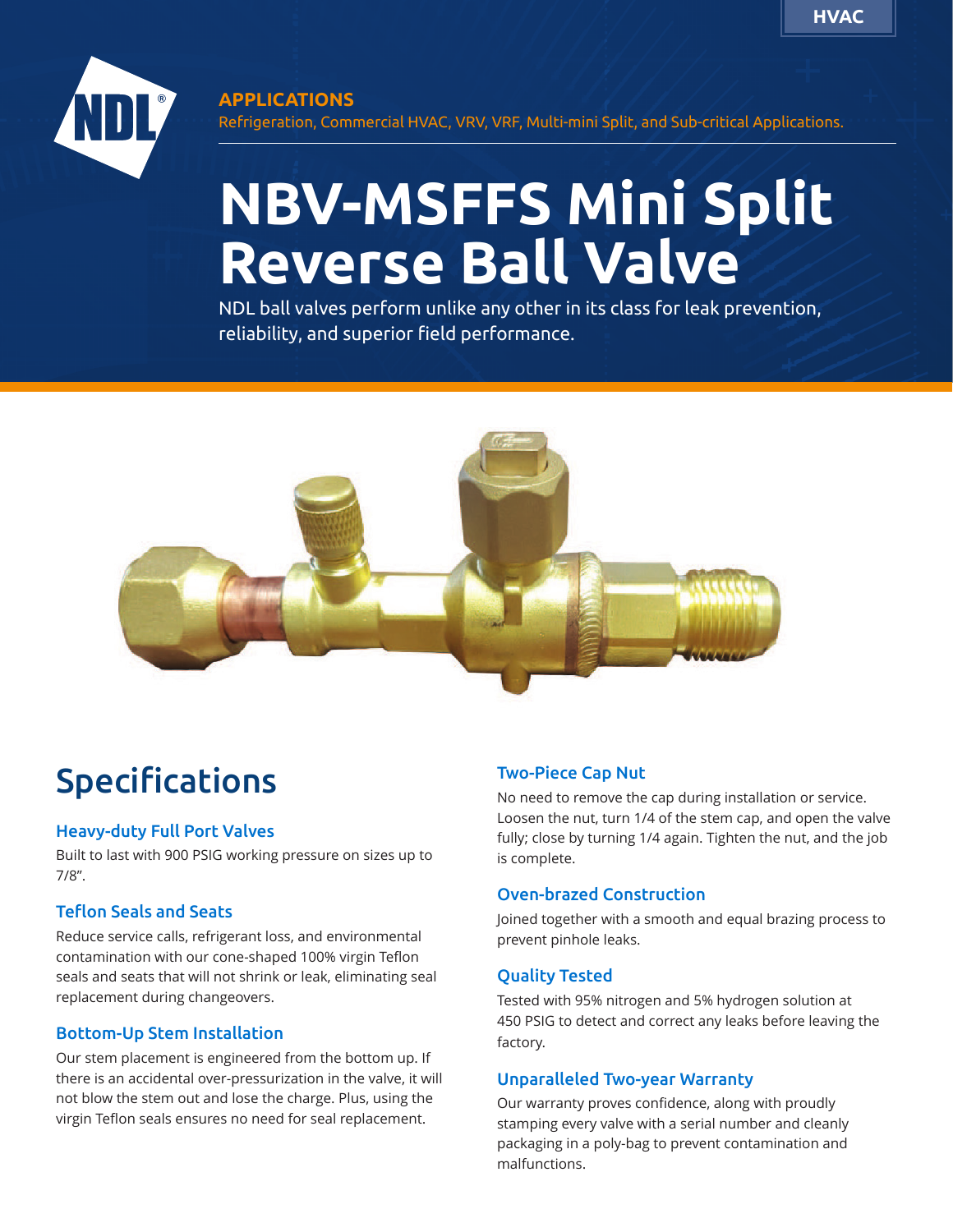HVAC

**APPLICATIONS**
Refrigeration, Commercial HVAC, VRV, VRF, Multi-mini Split, and Sub-critical Applications.

# NBV-MSFFS Mini Split Reverse Ball Valve

NDL ball valves perform unlike any other in its class for leak prevention, reliability, and superior field performance.

## Specifications

### Heavy-duty Full Port Valves

Built to last with 900 PSIG working pressure on sizes up to 7/8".

### Teflon Seals and Seats

Reduce service calls, refrigerant loss, and environmental contamination with our cone-shaped 100% virgin Teflon seals and seats that will not shrink or leak, eliminating seal replacement during changeovers.

### Bottom-Up Stem Installation

Our stem placement is engineered from the bottom up. If there is an accidental over-pressurization in the valve, it will not blow the stem out and lose the charge. Plus, using the virgin Teflon seals ensures no need for seal replacement.

### Two-Piece Cap Nut

No need to remove the cap during installation or service. Loosen the nut, turn 1/4 of the stem cap, and open the valve fully; close by turning 1/4 again. Tighten the nut, and the job is complete.

### Oven-brazed Construction

Joined together with a smooth and equal brazing process to prevent pinhole leaks.

### Quality Tested

Tested with 95% nitrogen and 5% hydrogen solution at 450 PSIG to detect and correct any leaks before leaving the factory.

### Unparalleled Two-year Warranty

Our warranty proves confidence, along with proudly stamping every valve with a serial number and cleanly packaging in a poly-bag to prevent contamination and malfunctions.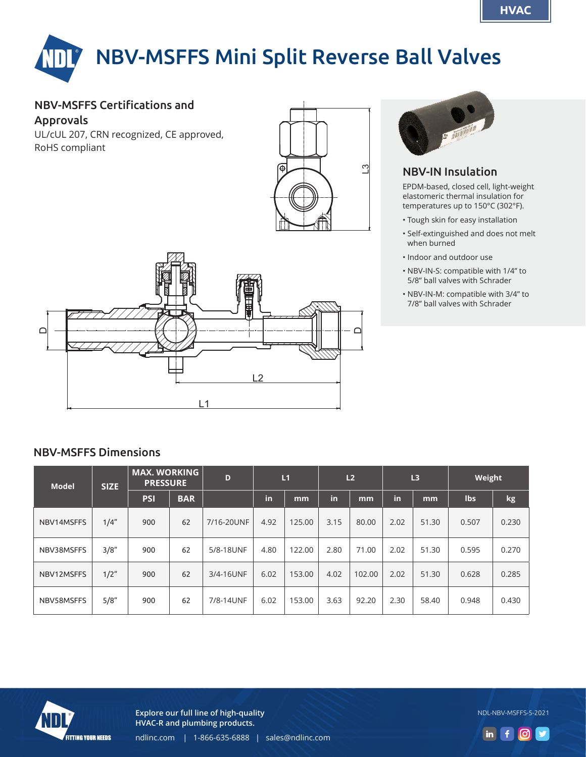HVAC

# NBV-MSFFS Mini Split Reverse Ball Valves

## NBV-MSFFS Certifications and Approvals

UL/cUL 207, CRN recognized, CE approved, RoHS compliant

L3

D

D

L2

L1

## NBV-IN Insulation

EPDM-based, closed cell, light-weight elastomeric thermal insulation for temperatures up to 150°C (302°F).

- Tough skin for easy installation
- Self-extinguished and does not melt when burned
- Indoor and outdoor use
- NBV-IN-S: compatible with 1/4" to 5/8" ball valves with Schrader
- NBV-IN-M: compatible with 3/4" to 7/8" ball valves with Schrader

## NBV-MSFFS Dimensions

| Model | SIZE | MAX. WORKING PRESSURE | | D | L1 | | L2 | | L3 | | Weight | |
|---|---|---|---|---|---|---|---|---|---|---|---|---|
| | | PSI | BAR | | in | mm | in | mm | in | mm | lbs | kg |
| NBV14MSFFS | 1/4" | 900 | 62 | 7/16-20UNF | 4.92 | 125.00 | 3.15 | 80.00 | 2.02 | 51.30 | 0.507 | 0.230 |
| NBV38MSFFS | 3/8" | 900 | 62 | 5/8-18UNF | 4.80 | 122.00 | 2.80 | 71.00 | 2.02 | 51.30 | 0.595 | 0.270 |
| NBV12MSFFS | 1/2" | 900 | 62 | 3/4-16UNF | 6.02 | 153.00 | 4.02 | 102.00 | 2.02 | 51.30 | 0.628 | 0.285 |
| NBV58MSFFS | 5/8" | 900 | 62 | 7/8-14UNF | 6.02 | 153.00 | 3.63 | 92.20 | 2.30 | 58.40 | 0.948 | 0.430 |

NDL FITTING YOUR NEEDS

**Explore our full line of high-quality HVAC-R and plumbing products.**

ndlinc.com | 1-866-635-6888 | sales@ndlinc.com

NDL-NBV-MSFFS-5-2021